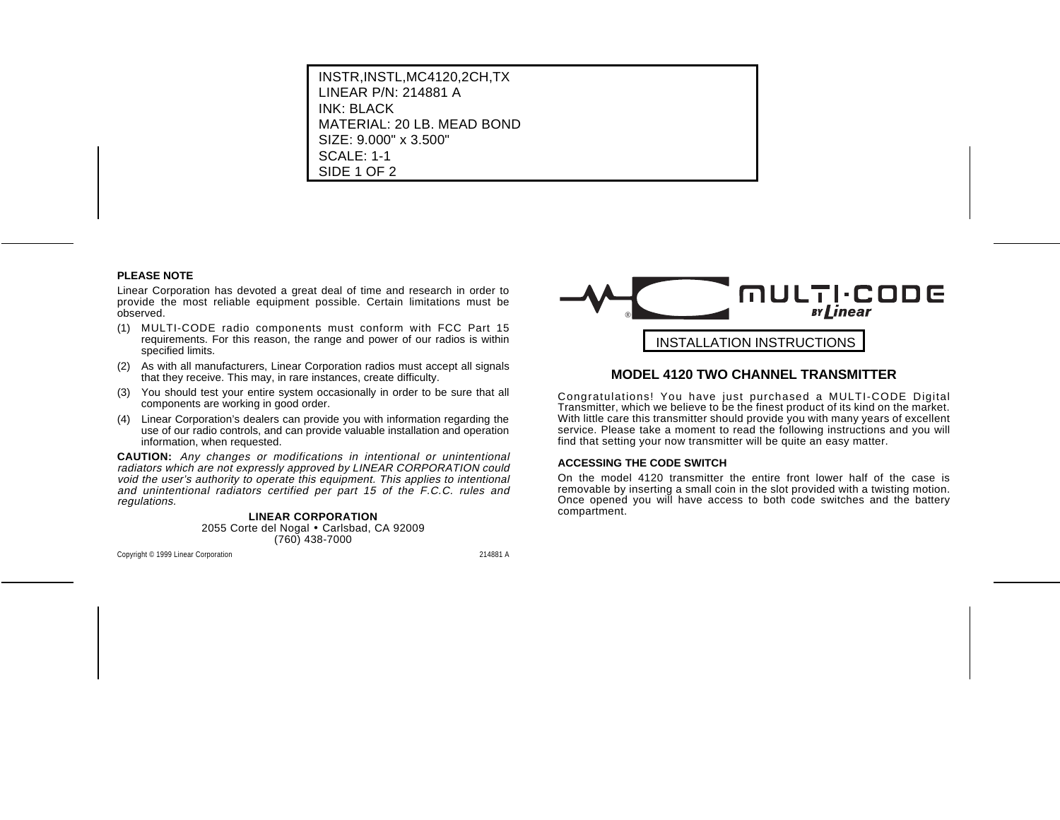INSTR,INSTL,MC4120,2CH,TX
LINEAR P/N: 214881 A
INK: BLACK
MATERIAL: 20 LB. MEAD BOND
SIZE: 9.000" x 3.500"
SCALE: 1-1
SIDE 1 OF 2

**PLEASE NOTE**

Linear Corporation has devoted a great deal of time and research in order to provide the most reliable equipment possible. Certain limitations must be observed.

(1) MULTI-CODE radio components must conform with FCC Part 15 requirements. For this reason, the range and power of our radios is within specified limits.

(2) As with all manufacturers, Linear Corporation radios must accept all signals that they receive. This may, in rare instances, create difficulty.

(3) You should test your entire system occasionally in order to be sure that all components are working in good order.

(4) Linear Corporation's dealers can provide you with information regarding the use of our radio controls, and can provide valuable installation and operation information, when requested.

**CAUTION:** *Any changes or modifications in intentional or unintentional radiators which are not expressly approved by LINEAR CORPORATION could void the user's authority to operate this equipment. This applies to intentional and unintentional radiators certified per part 15 of the F.C.C. rules and regulations.*

**LINEAR CORPORATION**
2055 Corte del Nogal • Carlsbad, CA 92009
(760) 438-7000

Copyright © 1999 Linear Corporation 214881 A

MULTI·CODE® BY Linear

INSTALLATION INSTRUCTIONS

## MODEL 4120 TWO CHANNEL TRANSMITTER

Congratulations! You have just purchased a MULTI-CODE Digital Transmitter, which we believe to be the finest product of its kind on the market. With little care this transmitter should provide you with many years of excellent service. Please take a moment to read the following instructions and you will find that setting your now transmitter will be quite an easy matter.

**ACCESSING THE CODE SWITCH**

On the model 4120 transmitter the entire front lower half of the case is removable by inserting a small coin in the slot provided with a twisting motion. Once opened you will have access to both code switches and the battery compartment.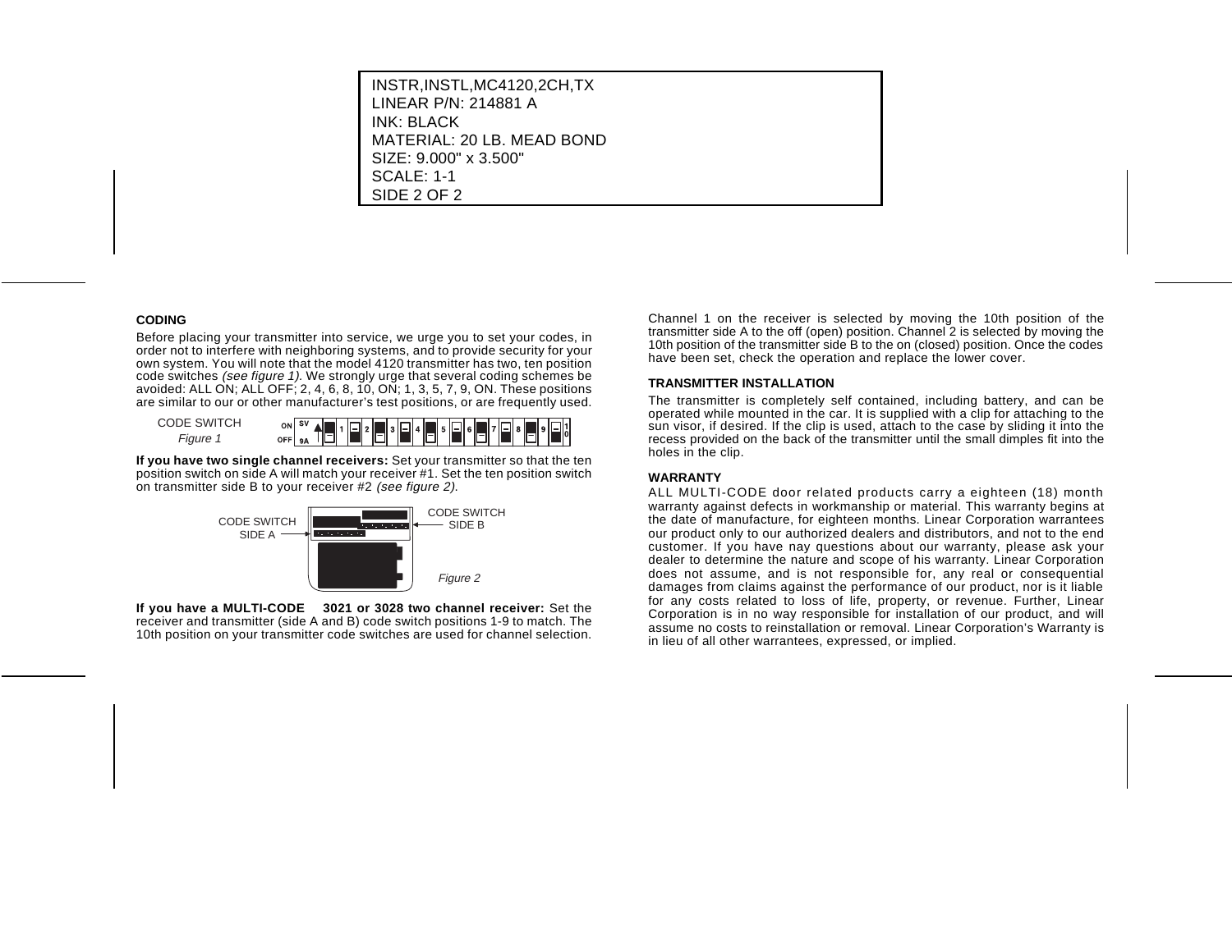INSTR,INSTL,MC4120,2CH,TX
LINEAR P/N: 214881 A
INK: BLACK
MATERIAL: 20 LB. MEAD BOND
SIZE: 9.000" x 3.500"
SCALE: 1-1
SIDE 2 OF 2

**CODING**

Before placing your transmitter into service, we urge you to set your codes, in order not to interfere with neighboring systems, and to provide security for your own system. You will note that the model 4120 transmitter has two, ten position code switches *(see figure 1).* We strongly urge that several coding schemes be avoided: ALL ON; ALL OFF; 2, 4, 6, 8, 10, ON; 1, 3, 5, 7, 9, ON. These positions are similar to our or other manufacturer's test positions, or are frequently used.

CODE SWITCH
*Figure 1*

ON SV
OFF 9A
1 2 3 4 5 6 7 8 9 10

**If you have two single channel receivers:** Set your transmitter so that the ten position switch on side A will match your receiver #1. Set the ten position switch on transmitter side B to your receiver #2 *(see figure 2).*

CODE SWITCH SIDE A
CODE SWITCH SIDE B
*Figure 2*

**If you have a MULTI-CODE 3021 or 3028 two channel receiver:** Set the receiver and transmitter (side A and B) code switch positions 1-9 to match. The 10th position on your transmitter code switches are used for channel selection.

Channel 1 on the receiver is selected by moving the 10th position of the transmitter side A to the off (open) position. Channel 2 is selected by moving the 10th position of the transmitter side B to the on (closed) position. Once the codes have been set, check the operation and replace the lower cover.

**TRANSMITTER INSTALLATION**

The transmitter is completely self contained, including battery, and can be operated while mounted in the car. It is supplied with a clip for attaching to the sun visor, if desired. If the clip is used, attach to the case by sliding it into the recess provided on the back of the transmitter until the small dimples fit into the holes in the clip.

**WARRANTY**

ALL MULTI-CODE door related products carry a eighteen (18) month warranty against defects in workmanship or material. This warranty begins at the date of manufacture, for eighteen months. Linear Corporation warrantees our product only to our authorized dealers and distributors, and not to the end customer. If you have nay questions about our warranty, please ask your dealer to determine the nature and scope of his warranty. Linear Corporation does not assume, and is not responsible for, any real or consequential damages from claims against the performance of our product, nor is it liable for any costs related to loss of life, property, or revenue. Further, Linear Corporation is in no way responsible for installation of our product, and will assume no costs to reinstallation or removal. Linear Corporation's Warranty is in lieu of all other warrantees, expressed, or implied.